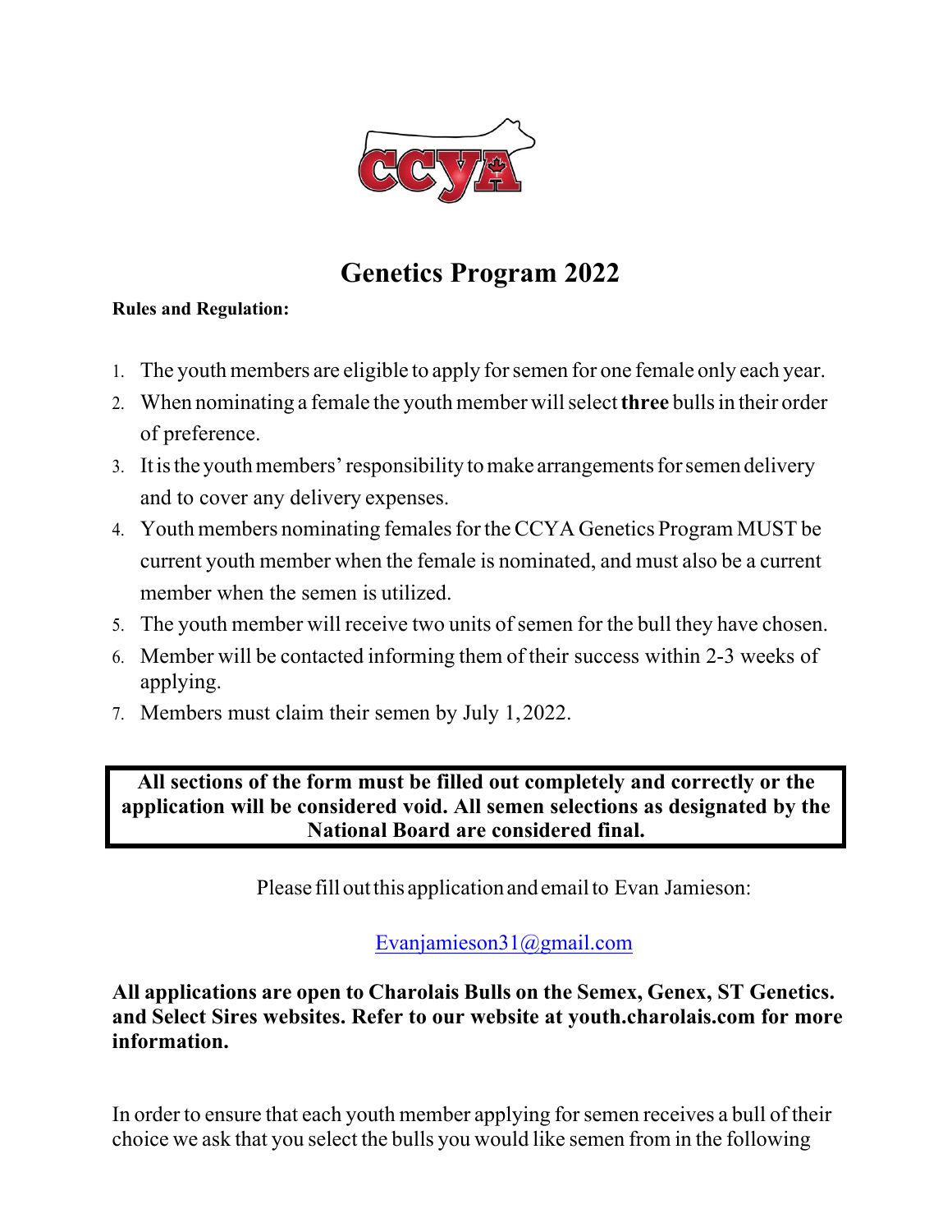CCYA

# Genetics Program 2022

**Rules and Regulation:**

1. The youth members are eligible to apply for semen for one female only each year.
2. When nominating a female the youth member will select **three** bulls in their order of preference.
3. It is the youth members' responsibility to make arrangements for semen delivery and to cover any delivery expenses.
4. Youth members nominating females for the CCYA Genetics Program MUST be current youth member when the female is nominated, and must also be a current member when the semen is utilized.
5. The youth member will receive two units of semen for the bull they have chosen.
6. Member will be contacted informing them of their success within 2-3 weeks of applying.
7. Members must claim their semen by July 1, 2022.

**All sections of the form must be filled out completely and correctly or the application will be considered void. All semen selections as designated by the National Board are considered final.**

Please fill out this application and email to Evan Jamieson:

Evanjamieson31@gmail.com

**All applications are open to Charolais Bulls on the Semex, Genex, ST Genetics. and Select Sires websites. Refer to our website at youth.charolais.com for more information.**

In order to ensure that each youth member applying for semen receives a bull of their choice we ask that you select the bulls you would like semen from in the following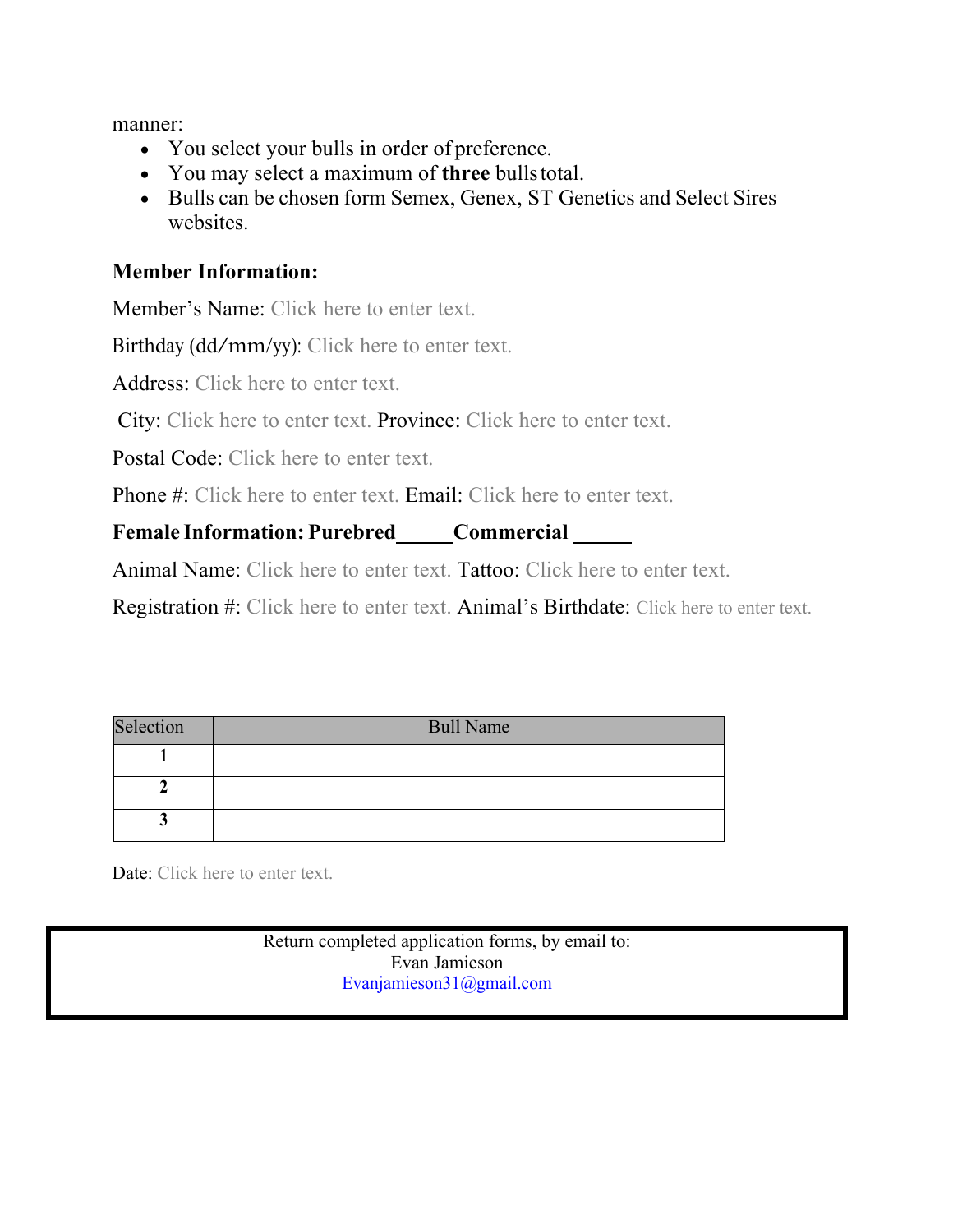manner:

- You select your bulls in order of preference.
- You may select a maximum of **three** bulls total.
- Bulls can be chosen form Semex, Genex, ST Genetics and Select Sires websites.

**Member Information:**

Member's Name: Click here to enter text.

Birthday (dd/mm/yy): Click here to enter text.

Address: Click here to enter text.

City: Click here to enter text. Province: Click here to enter text.

Postal Code: Click here to enter text.

Phone #: Click here to enter text. Email: Click here to enter text.

**Female Information: Purebred_____ Commercial _____**

Animal Name: Click here to enter text. Tattoo: Click here to enter text.

Registration #: Click here to enter text. Animal's Birthdate: Click here to enter text.

| Selection | Bull Name |
|---|---|
| **1** | |
| **2** | |
| **3** | |

Date: Click here to enter text.

Return completed application forms, by email to:
Evan Jamieson
Evanjamieson31@gmail.com